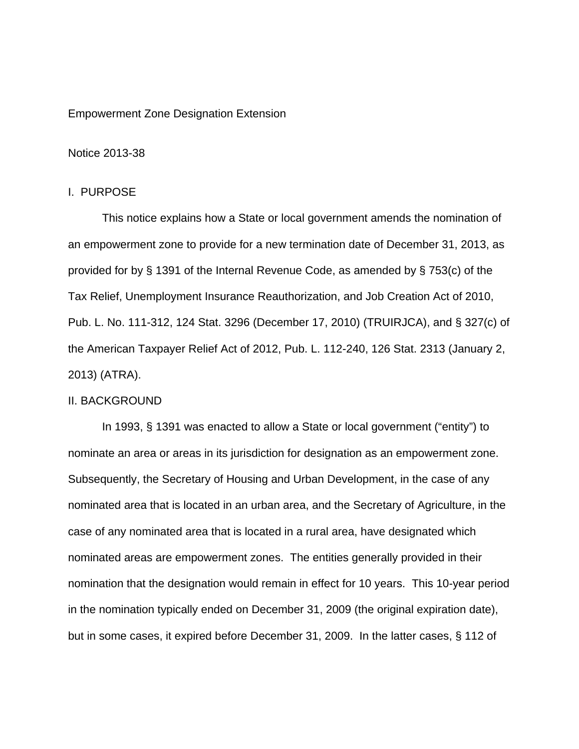Empowerment Zone Designation Extension

Notice 2013-38

## I. PURPOSE

This notice explains how a State or local government amends the nomination of an empowerment zone to provide for a new termination date of December 31, 2013, as provided for by § 1391 of the Internal Revenue Code, as amended by § 753(c) of the Tax Relief, Unemployment Insurance Reauthorization, and Job Creation Act of 2010, Pub. L. No. 111-312, 124 Stat. 3296 (December 17, 2010) (TRUIRJCA), and § 327(c) of the American Taxpayer Relief Act of 2012, Pub. L. 112-240, 126 Stat. 2313 (January 2, 2013) (ATRA).

## II. BACKGROUND

In 1993, § 1391 was enacted to allow a State or local government ("entity") to nominate an area or areas in its jurisdiction for designation as an empowerment zone. Subsequently, the Secretary of Housing and Urban Development, in the case of any nominated area that is located in an urban area, and the Secretary of Agriculture, in the case of any nominated area that is located in a rural area, have designated which nominated areas are empowerment zones. The entities generally provided in their nomination that the designation would remain in effect for 10 years. This 10-year period in the nomination typically ended on December 31, 2009 (the original expiration date), but in some cases, it expired before December 31, 2009. In the latter cases, § 112 of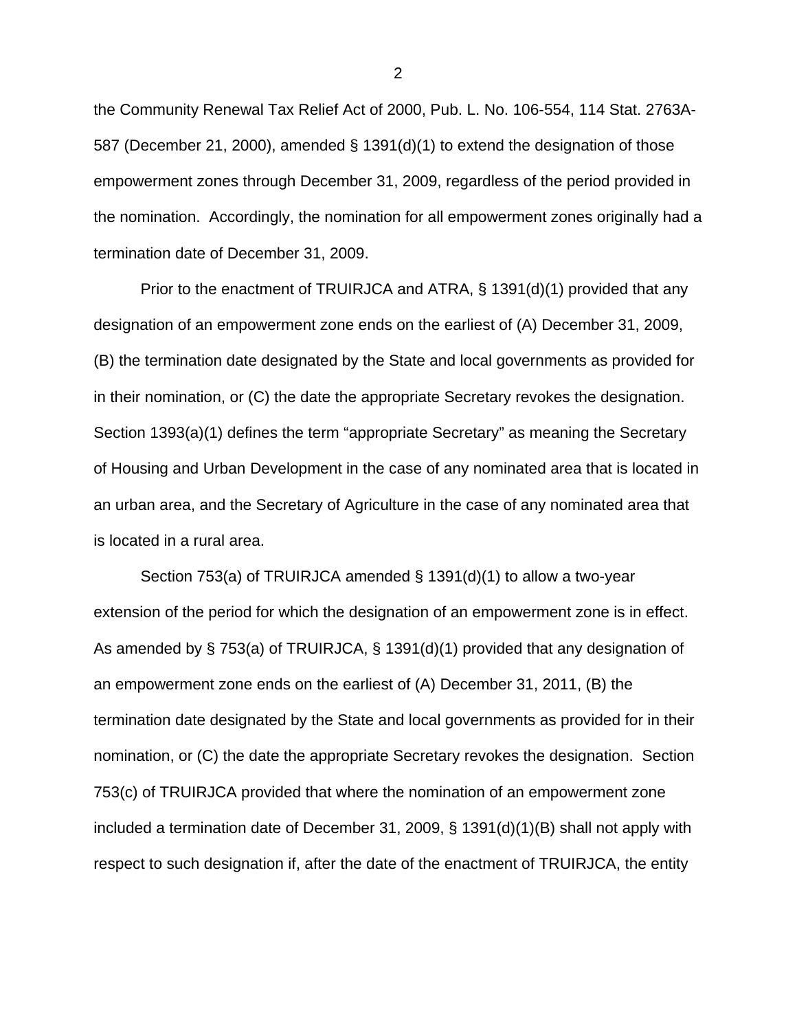the Community Renewal Tax Relief Act of 2000, Pub. L. No. 106-554, 114 Stat. 2763A-587 (December 21, 2000), amended § 1391(d)(1) to extend the designation of those empowerment zones through December 31, 2009, regardless of the period provided in the nomination. Accordingly, the nomination for all empowerment zones originally had a termination date of December 31, 2009.

Prior to the enactment of TRUIRJCA and ATRA, § 1391(d)(1) provided that any designation of an empowerment zone ends on the earliest of (A) December 31, 2009, (B) the termination date designated by the State and local governments as provided for in their nomination, or (C) the date the appropriate Secretary revokes the designation. Section 1393(a)(1) defines the term "appropriate Secretary" as meaning the Secretary of Housing and Urban Development in the case of any nominated area that is located in an urban area, and the Secretary of Agriculture in the case of any nominated area that is located in a rural area.

Section 753(a) of TRUIRJCA amended § 1391(d)(1) to allow a two-year extension of the period for which the designation of an empowerment zone is in effect. As amended by § 753(a) of TRUIRJCA, § 1391(d)(1) provided that any designation of an empowerment zone ends on the earliest of (A) December 31, 2011, (B) the termination date designated by the State and local governments as provided for in their nomination, or (C) the date the appropriate Secretary revokes the designation. Section 753(c) of TRUIRJCA provided that where the nomination of an empowerment zone included a termination date of December 31, 2009, § 1391(d)(1)(B) shall not apply with respect to such designation if, after the date of the enactment of TRUIRJCA, the entity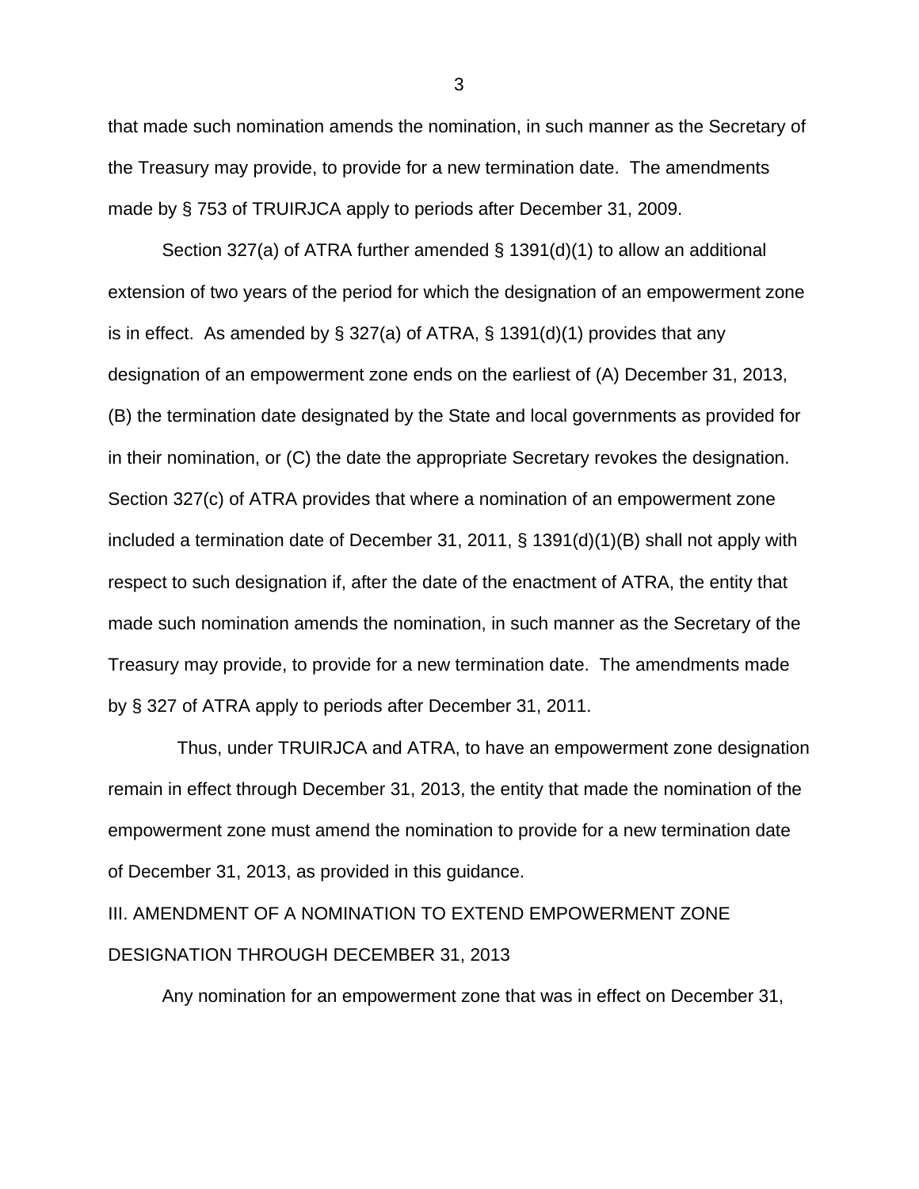that made such nomination amends the nomination, in such manner as the Secretary of the Treasury may provide, to provide for a new termination date. The amendments made by § 753 of TRUIRJCA apply to periods after December 31, 2009.

Section 327(a) of ATRA further amended § 1391(d)(1) to allow an additional extension of two years of the period for which the designation of an empowerment zone is in effect. As amended by § 327(a) of ATRA, § 1391(d)(1) provides that any designation of an empowerment zone ends on the earliest of (A) December 31, 2013, (B) the termination date designated by the State and local governments as provided for in their nomination, or (C) the date the appropriate Secretary revokes the designation. Section 327(c) of ATRA provides that where a nomination of an empowerment zone included a termination date of December 31, 2011, § 1391(d)(1)(B) shall not apply with respect to such designation if, after the date of the enactment of ATRA, the entity that made such nomination amends the nomination, in such manner as the Secretary of the Treasury may provide, to provide for a new termination date. The amendments made by § 327 of ATRA apply to periods after December 31, 2011.

Thus, under TRUIRJCA and ATRA, to have an empowerment zone designation remain in effect through December 31, 2013, the entity that made the nomination of the empowerment zone must amend the nomination to provide for a new termination date of December 31, 2013, as provided in this guidance.

## III. AMENDMENT OF A NOMINATION TO EXTEND EMPOWERMENT ZONE DESIGNATION THROUGH DECEMBER 31, 2013

Any nomination for an empowerment zone that was in effect on December 31,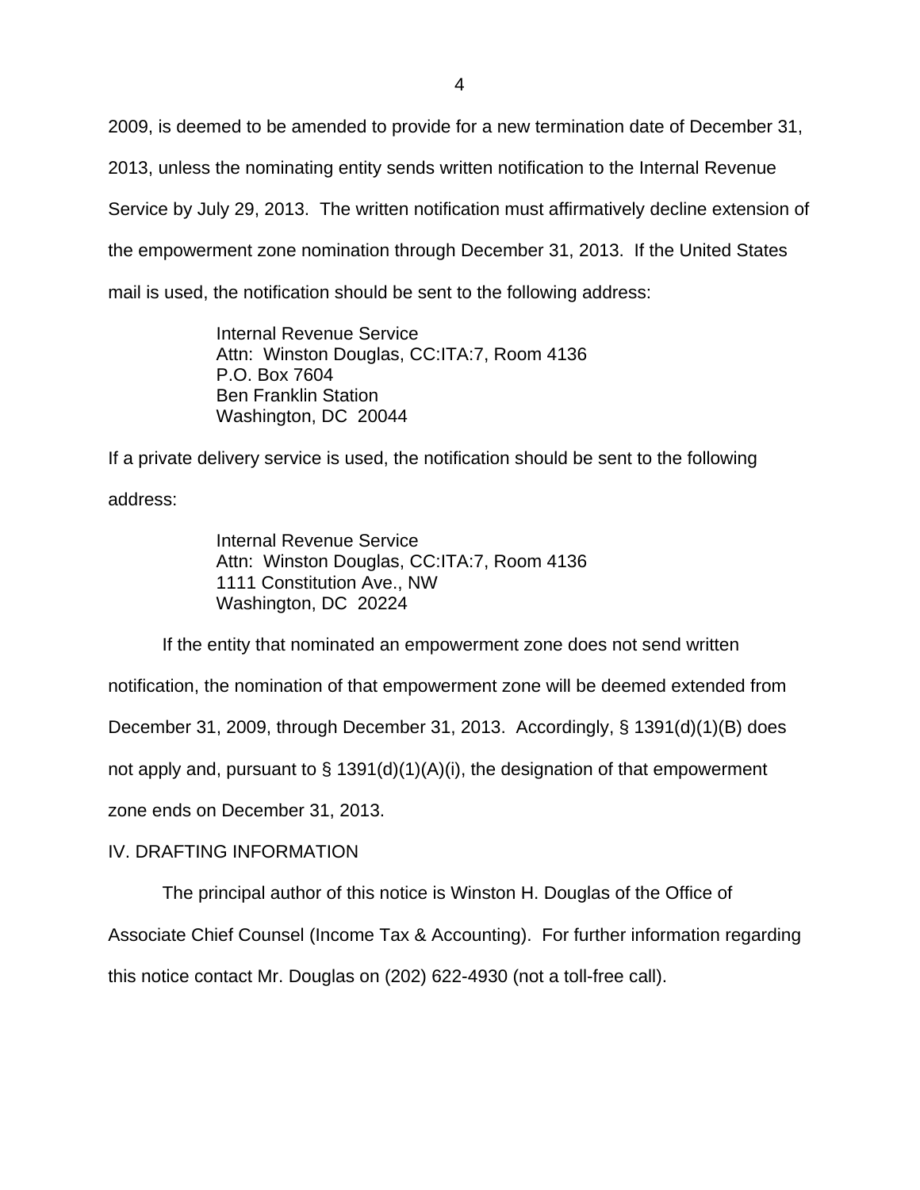2009, is deemed to be amended to provide for a new termination date of December 31, 2013, unless the nominating entity sends written notification to the Internal Revenue Service by July 29, 2013. The written notification must affirmatively decline extension of the empowerment zone nomination through December 31, 2013. If the United States mail is used, the notification should be sent to the following address:

Internal Revenue Service
Attn: Winston Douglas, CC:ITA:7, Room 4136
P.O. Box 7604
Ben Franklin Station
Washington, DC 20044

If a private delivery service is used, the notification should be sent to the following address:

Internal Revenue Service
Attn: Winston Douglas, CC:ITA:7, Room 4136
1111 Constitution Ave., NW
Washington, DC 20224

If the entity that nominated an empowerment zone does not send written notification, the nomination of that empowerment zone will be deemed extended from December 31, 2009, through December 31, 2013. Accordingly, § 1391(d)(1)(B) does not apply and, pursuant to § 1391(d)(1)(A)(i), the designation of that empowerment zone ends on December 31, 2013.

## IV. DRAFTING INFORMATION

The principal author of this notice is Winston H. Douglas of the Office of Associate Chief Counsel (Income Tax & Accounting). For further information regarding this notice contact Mr. Douglas on (202) 622-4930 (not a toll-free call).